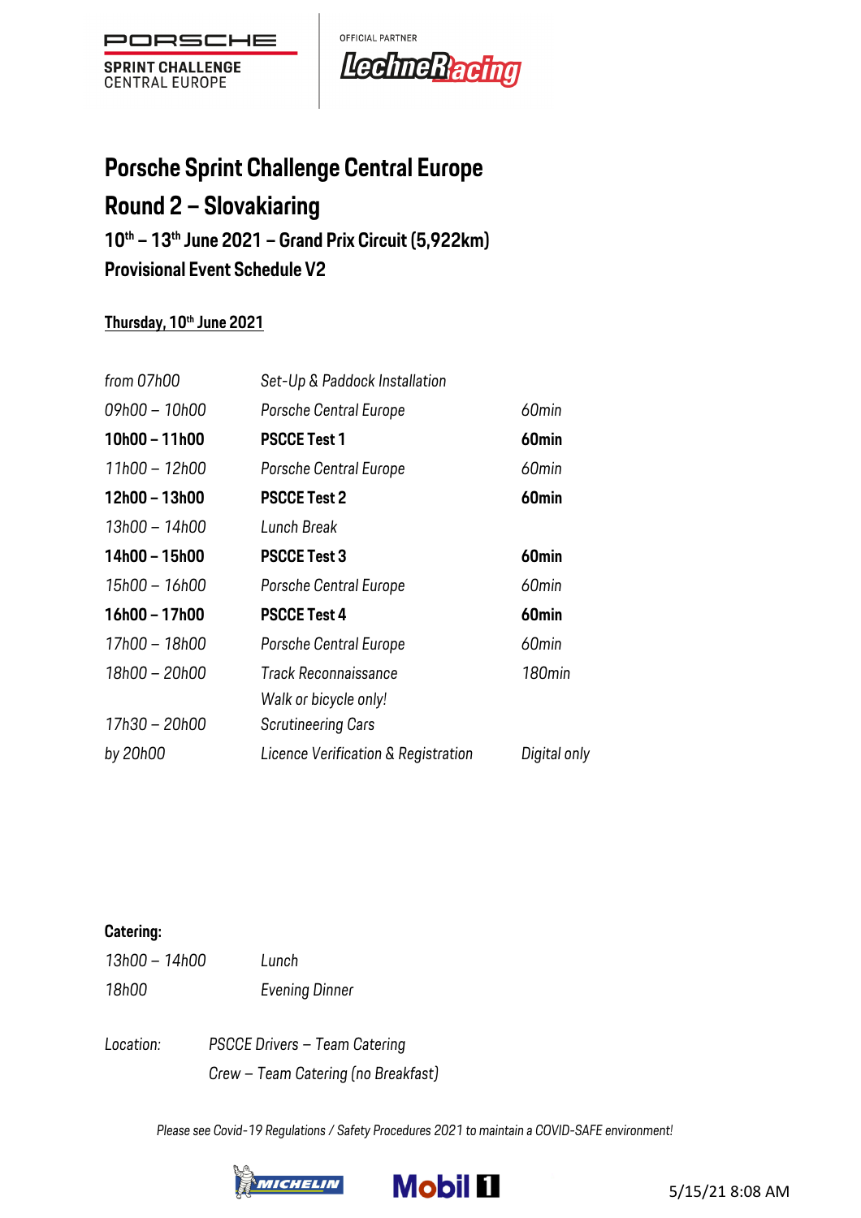PORSCHE

SPRINT CHALLENGE
CENTRAL EUROPE

OFFICIAL PARTNER
LechneRacing

# Porsche Sprint Challenge Central Europe

# Round 2 – Slovakiaring

### 10th – 13th June 2021 – Grand Prix Circuit (5,922km)

### Provisional Event Schedule V2

**Thursday, 10th June 2021**

| | | |
|---|---|---|
| *from 07h00* | *Set-Up & Paddock Installation* | |
| *09h00 – 10h00* | *Porsche Central Europe* | *60min* |
| **10h00 – 11h00** | **PSCCE Test 1** | **60min** |
| *11h00 – 12h00* | *Porsche Central Europe* | *60min* |
| **12h00 – 13h00** | **PSCCE Test 2** | **60min** |
| *13h00 – 14h00* | *Lunch Break* | |
| **14h00 – 15h00** | **PSCCE Test 3** | **60min** |
| *15h00 – 16h00* | *Porsche Central Europe* | *60min* |
| **16h00 – 17h00** | **PSCCE Test 4** | **60min** |
| *17h00 – 18h00* | *Porsche Central Europe* | *60min* |
| *18h00 – 20h00* | *Track Reconnaissance*<br>*Walk or bicycle only!* | *180min* |
| *17h30 – 20h00* | *Scrutineering Cars* | |
| *by 20h00* | *Licence Verification & Registration* | *Digital only* |

**Catering:**

| | |
|---|---|
| *13h00 – 14h00* | *Lunch* |
| *18h00* | *Evening Dinner* |

*Location:* *PSCCE Drivers – Team Catering*
*Crew – Team Catering (no Breakfast)*

*Please see Covid-19 Regulations / Safety Procedures 2021 to maintain a COVID-SAFE environment!*

MICHELIN Mobil 1

5/15/21 8:08 AM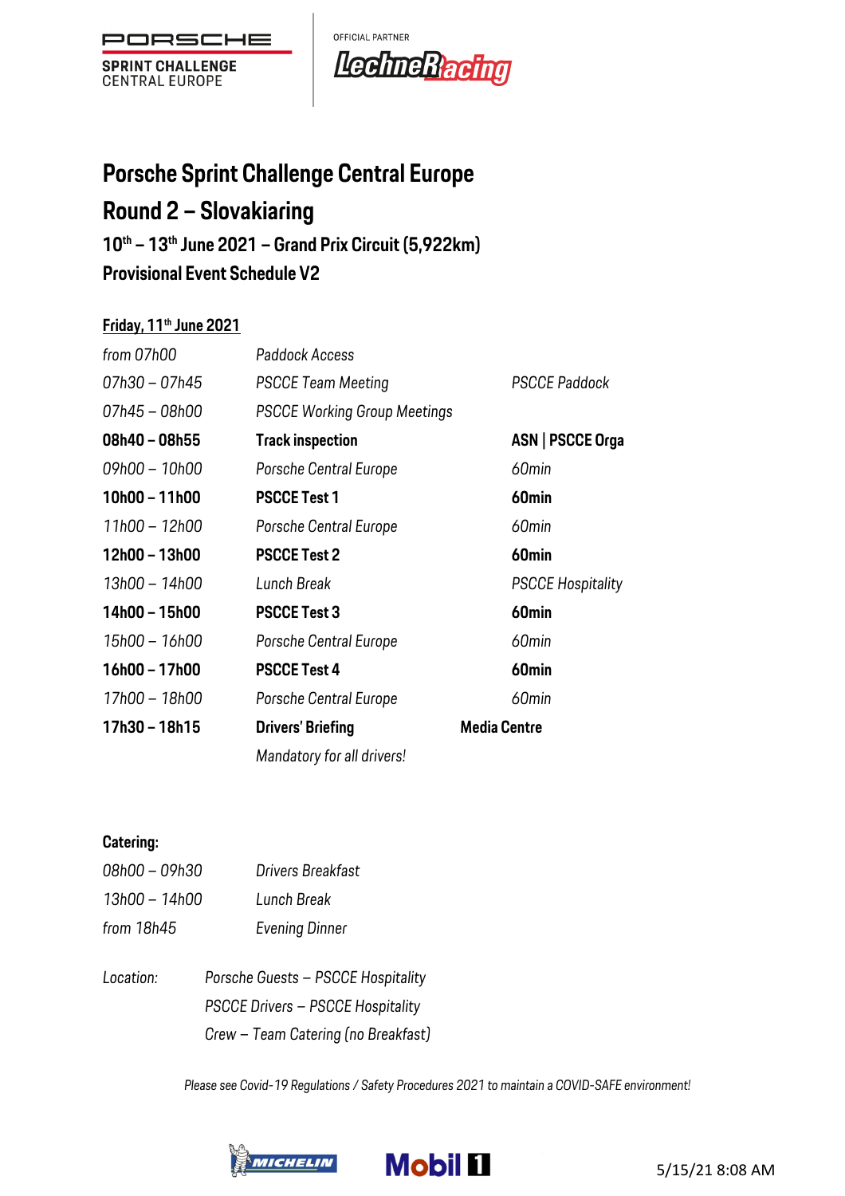# Porsche Sprint Challenge Central Europe

## Round 2 – Slovakiaring

### 10th – 13th June 2021 – Grand Prix Circuit (5,922km)

### Provisional Event Schedule V2

**Friday, 11th June 2021**

| | | |
|---|---|---|
| *from 07h00* | *Paddock Access* | |
| *07h30 – 07h45* | *PSCCE Team Meeting* | *PSCCE Paddock* |
| *07h45 – 08h00* | *PSCCE Working Group Meetings* | |
| **08h40 – 08h55** | **Track inspection** | **ASN \| PSCCE Orga** |
| *09h00 – 10h00* | *Porsche Central Europe* | *60min* |
| **10h00 – 11h00** | **PSCCE Test 1** | **60min** |
| *11h00 – 12h00* | *Porsche Central Europe* | *60min* |
| **12h00 – 13h00** | **PSCCE Test 2** | **60min** |
| *13h00 – 14h00* | *Lunch Break* | *PSCCE Hospitality* |
| **14h00 – 15h00** | **PSCCE Test 3** | **60min** |
| *15h00 – 16h00* | *Porsche Central Europe* | *60min* |
| **16h00 – 17h00** | **PSCCE Test 4** | **60min** |
| *17h00 – 18h00* | *Porsche Central Europe* | *60min* |
| **17h30 – 18h15** | **Drivers' Briefing** | **Media Centre** |
| | *Mandatory for all drivers!* | |

**Catering:**

| | |
|---|---|
| *08h00 – 09h30* | *Drivers Breakfast* |
| *13h00 – 14h00* | *Lunch Break* |
| *from 18h45* | *Evening Dinner* |

*Location:* *Porsche Guests – PSCCE Hospitality*
*PSCCE Drivers – PSCCE Hospitality*
*Crew – Team Catering (no Breakfast)*

*Please see Covid-19 Regulations / Safety Procedures 2021 to maintain a COVID-SAFE environment!*

5/15/21 8:08 AM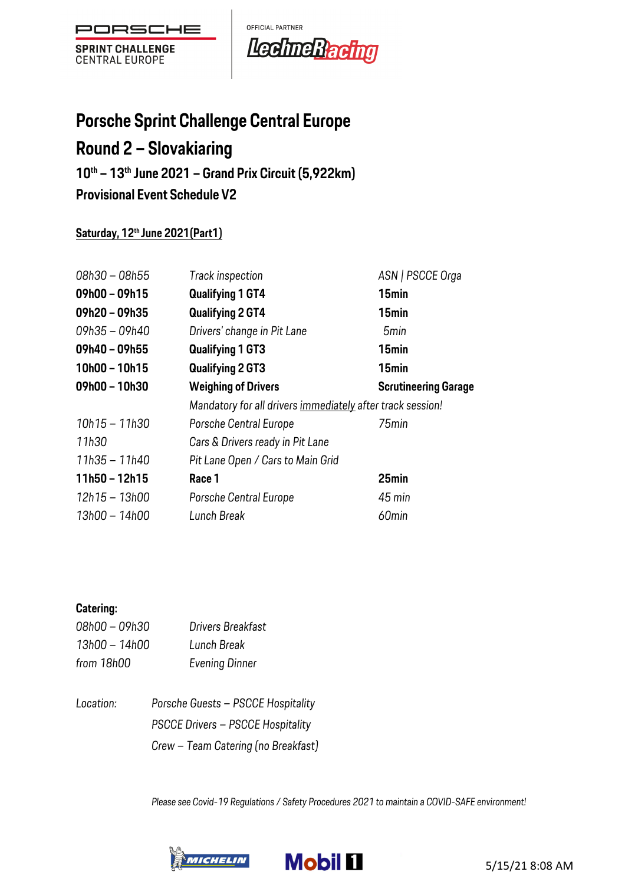PORSCHE

SPRINT CHALLENGE
CENTRAL EUROPE

OFFICIAL PARTNER

LechneRacing

# Porsche Sprint Challenge Central Europe

## Round 2 – Slovakiaring

### 10th – 13th June 2021 – Grand Prix Circuit (5,922km)

### Provisional Event Schedule V2

**Saturday, 12th June 2021(Part1)**

| | | |
|---|---|---|
| *08h30 – 08h55* | *Track inspection* | *ASN \| PSCCE Orga* |
| **09h00 – 09h15** | **Qualifying 1 GT4** | **15min** |
| **09h20 – 09h35** | **Qualifying 2 GT4** | **15min** |
| *09h35 – 09h40* | *Drivers' change in Pit Lane* | *5min* |
| **09h40 – 09h55** | **Qualifying 1 GT3** | **15min** |
| **10h00 – 10h15** | **Qualifying 2 GT3** | **15min** |
| **09h00 – 10h30** | **Weighing of Drivers** | **Scrutineering Garage** |
| | *Mandatory for all drivers immediately after track session!* | |
| *10h15 – 11h30* | *Porsche Central Europe* | *75min* |
| *11h30* | *Cars & Drivers ready in Pit Lane* | |
| *11h35 – 11h40* | *Pit Lane Open / Cars to Main Grid* | |
| **11h50 – 12h15** | **Race 1** | **25min** |
| *12h15 – 13h00* | *Porsche Central Europe* | *45 min* |
| *13h00 – 14h00* | *Lunch Break* | *60min* |

**Catering:**

| | |
|---|---|
| *08h00 – 09h30* | *Drivers Breakfast* |
| *13h00 – 14h00* | *Lunch Break* |
| *from 18h00* | *Evening Dinner* |

*Location:* *Porsche Guests – PSCCE Hospitality*
*PSCCE Drivers – PSCCE Hospitality*
*Crew – Team Catering (no Breakfast)*

*Please see Covid-19 Regulations / Safety Procedures 2021 to maintain a COVID-SAFE environment!*

MICHELIN Mobil 1

5/15/21 8:08 AM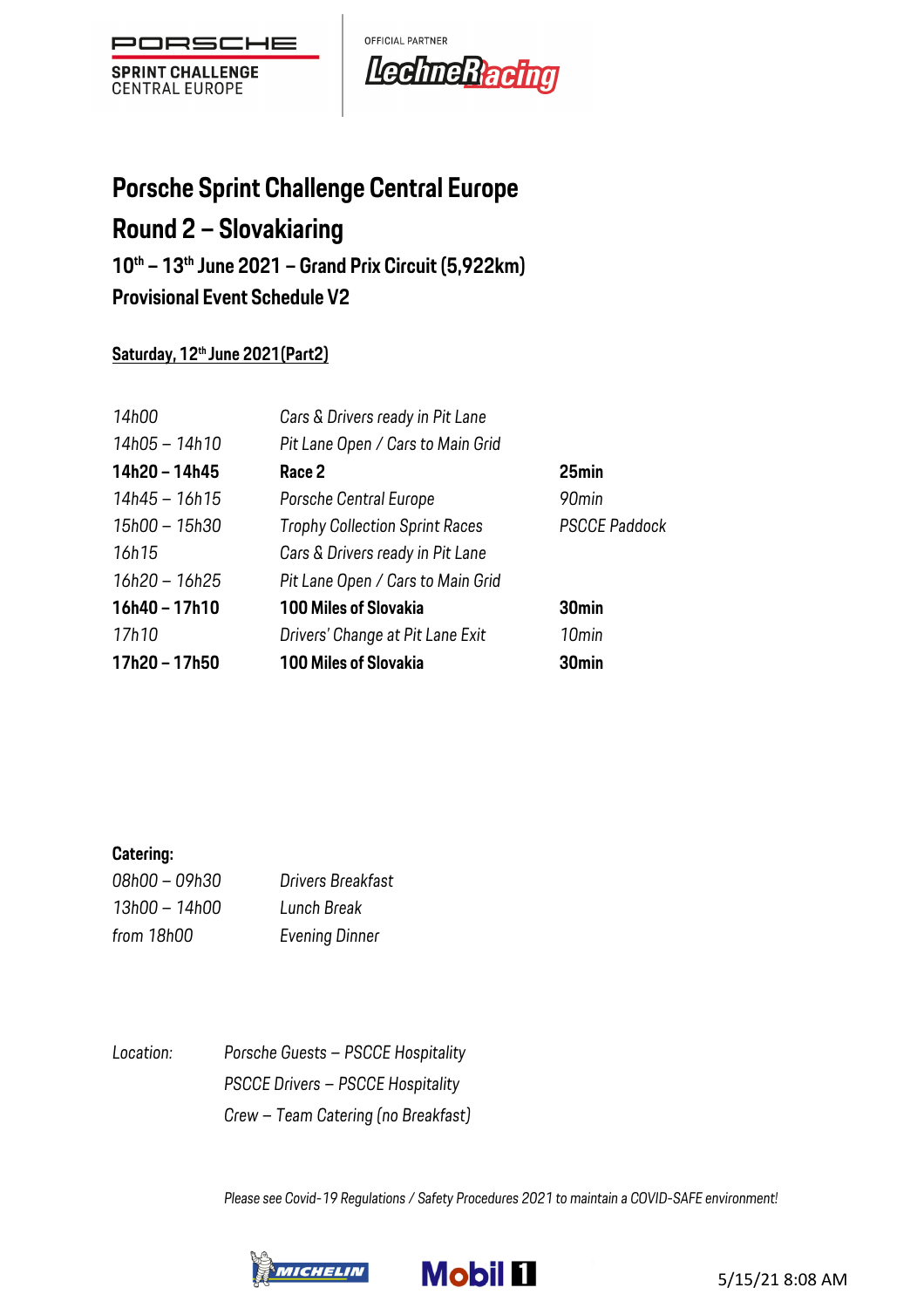PORSCHE

SPRINT CHALLENGE
CENTRAL EUROPE

OFFICIAL PARTNER

LechneRacing

# Porsche Sprint Challenge Central Europe

# Round 2 – Slovakiaring

### 10th – 13th June 2021 – Grand Prix Circuit (5,922km)

### Provisional Event Schedule V2

**Saturday, 12th June 2021(Part2)**

| | | |
|---|---|---|
| *14h00* | *Cars & Drivers ready in Pit Lane* | |
| *14h05 – 14h10* | *Pit Lane Open / Cars to Main Grid* | |
| **14h20 – 14h45** | **Race 2** | **25min** |
| *14h45 – 16h15* | *Porsche Central Europe* | *90min* |
| *15h00 – 15h30* | *Trophy Collection Sprint Races* | *PSCCE Paddock* |
| *16h15* | *Cars & Drivers ready in Pit Lane* | |
| *16h20 – 16h25* | *Pit Lane Open / Cars to Main Grid* | |
| **16h40 – 17h10** | **100 Miles of Slovakia** | **30min** |
| *17h10* | *Drivers' Change at Pit Lane Exit* | *10min* |
| **17h20 – 17h50** | **100 Miles of Slovakia** | **30min** |

**Catering:**

| | |
|---|---|
| *08h00 – 09h30* | *Drivers Breakfast* |
| *13h00 – 14h00* | *Lunch Break* |
| *from 18h00* | *Evening Dinner* |

| | |
|---|---|
| *Location:* | *Porsche Guests – PSCCE Hospitality* |
| | *PSCCE Drivers – PSCCE Hospitality* |
| | *Crew – Team Catering (no Breakfast)* |

*Please see Covid-19 Regulations / Safety Procedures 2021 to maintain a COVID-SAFE environment!*

MICHELIN Mobil 1

5/15/21 8:08 AM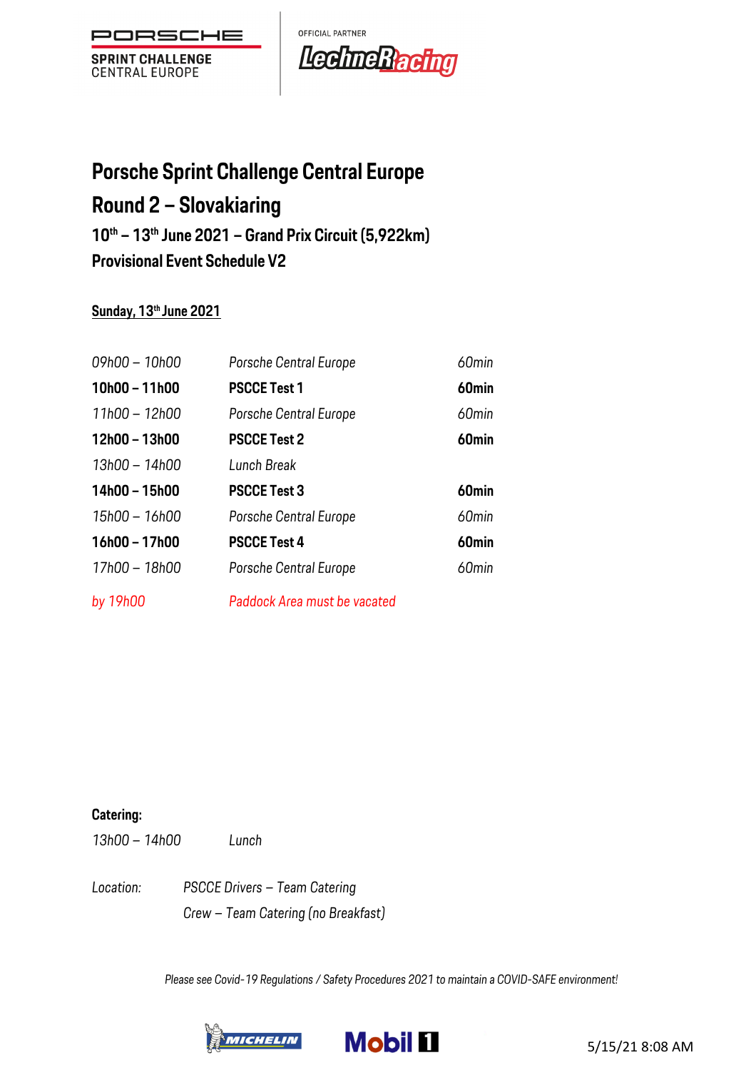# Porsche Sprint Challenge Central Europe

# Round 2 – Slovakiaring

### 10th – 13th June 2021 – Grand Prix Circuit (5,922km)

### Provisional Event Schedule V2

**Sunday, 13th June 2021**

| | | |
|---|---|---|
| *09h00 – 10h00* | *Porsche Central Europe* | *60min* |
| **10h00 – 11h00** | **PSCCE Test 1** | **60min** |
| *11h00 – 12h00* | *Porsche Central Europe* | *60min* |
| **12h00 – 13h00** | **PSCCE Test 2** | **60min** |
| *13h00 – 14h00* | *Lunch Break* | |
| **14h00 – 15h00** | **PSCCE Test 3** | **60min** |
| *15h00 – 16h00* | *Porsche Central Europe* | *60min* |
| **16h00 – 17h00** | **PSCCE Test 4** | **60min** |
| *17h00 – 18h00* | *Porsche Central Europe* | *60min* |
| *by 19h00* | *Paddock Area must be vacated* | |

**Catering:**

*13h00 – 14h00* *Lunch*

*Location:* *PSCCE Drivers – Team Catering*

*Crew – Team Catering (no Breakfast)*

*Please see Covid-19 Regulations / Safety Procedures 2021 to maintain a COVID-SAFE environment!*

5/15/21 8:08 AM